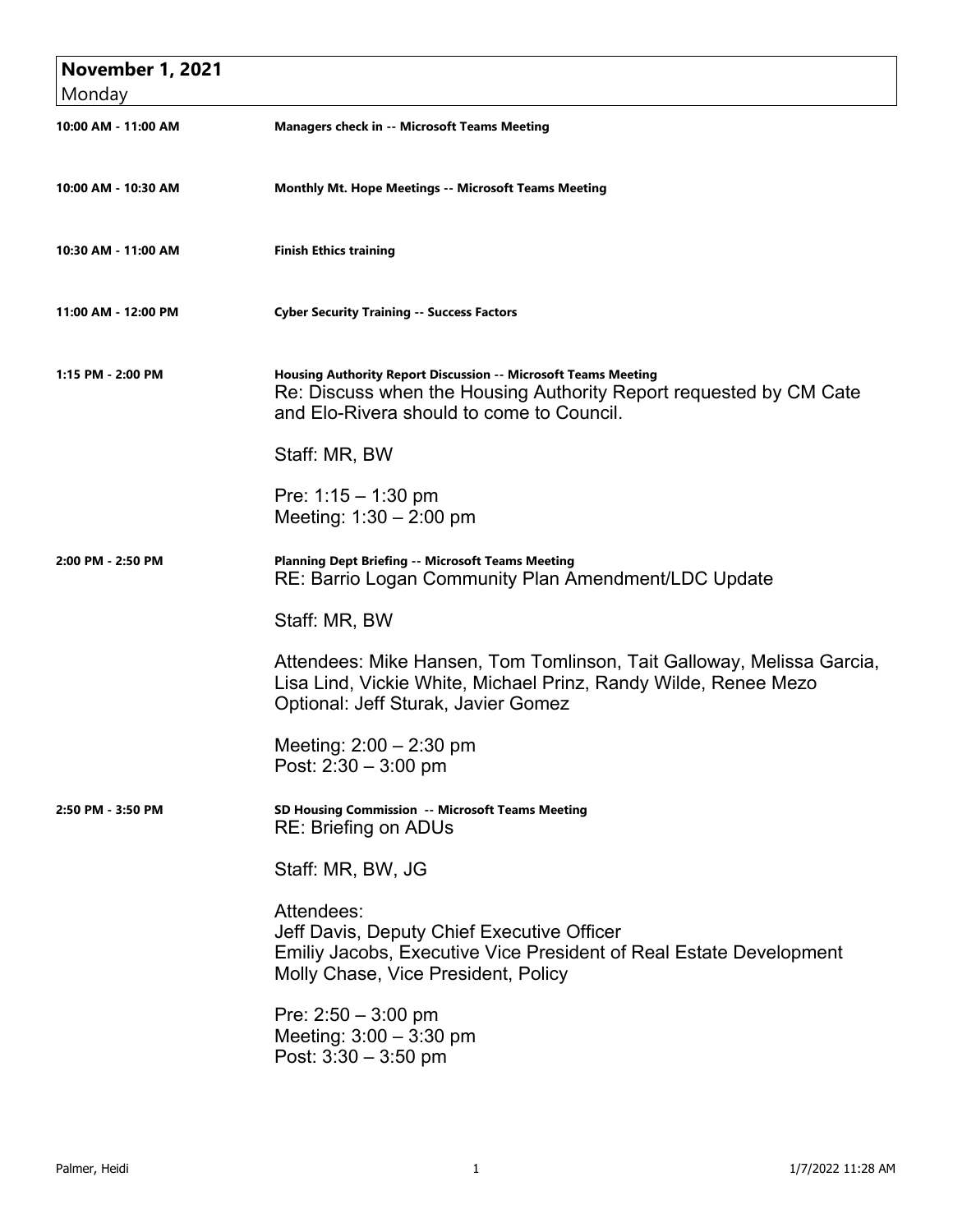## November 1, 2021
Monday

**10:00 AM - 11:00 AM** — **Managers check in -- Microsoft Teams Meeting**

**10:00 AM - 10:30 AM** — **Monthly Mt. Hope Meetings -- Microsoft Teams Meeting**

**10:30 AM - 11:00 AM** — **Finish Ethics training**

**11:00 AM - 12:00 PM** — **Cyber Security Training -- Success Factors**

**1:15 PM - 2:00 PM** — **Housing Authority Report Discussion -- Microsoft Teams Meeting**

Re: Discuss when the Housing Authority Report requested by CM Cate and Elo-Rivera should to come to Council.

Staff: MR, BW

Pre: 1:15 – 1:30 pm
Meeting: 1:30 – 2:00 pm

**2:00 PM - 2:50 PM** — **Planning Dept Briefing -- Microsoft Teams Meeting**

RE: Barrio Logan Community Plan Amendment/LDC Update

Staff: MR, BW

Attendees: Mike Hansen, Tom Tomlinson, Tait Galloway, Melissa Garcia, Lisa Lind, Vickie White, Michael Prinz, Randy Wilde, Renee Mezo
Optional: Jeff Sturak, Javier Gomez

Meeting: 2:00 – 2:30 pm
Post: 2:30 – 3:00 pm

**2:50 PM - 3:50 PM** — **SD Housing Commission -- Microsoft Teams Meeting**

RE: Briefing on ADUs

Staff: MR, BW, JG

Attendees:
Jeff Davis, Deputy Chief Executive Officer
Emiliy Jacobs, Executive Vice President of Real Estate Development
Molly Chase, Vice President, Policy

Pre: 2:50 – 3:00 pm
Meeting: 3:00 – 3:30 pm
Post: 3:30 – 3:50 pm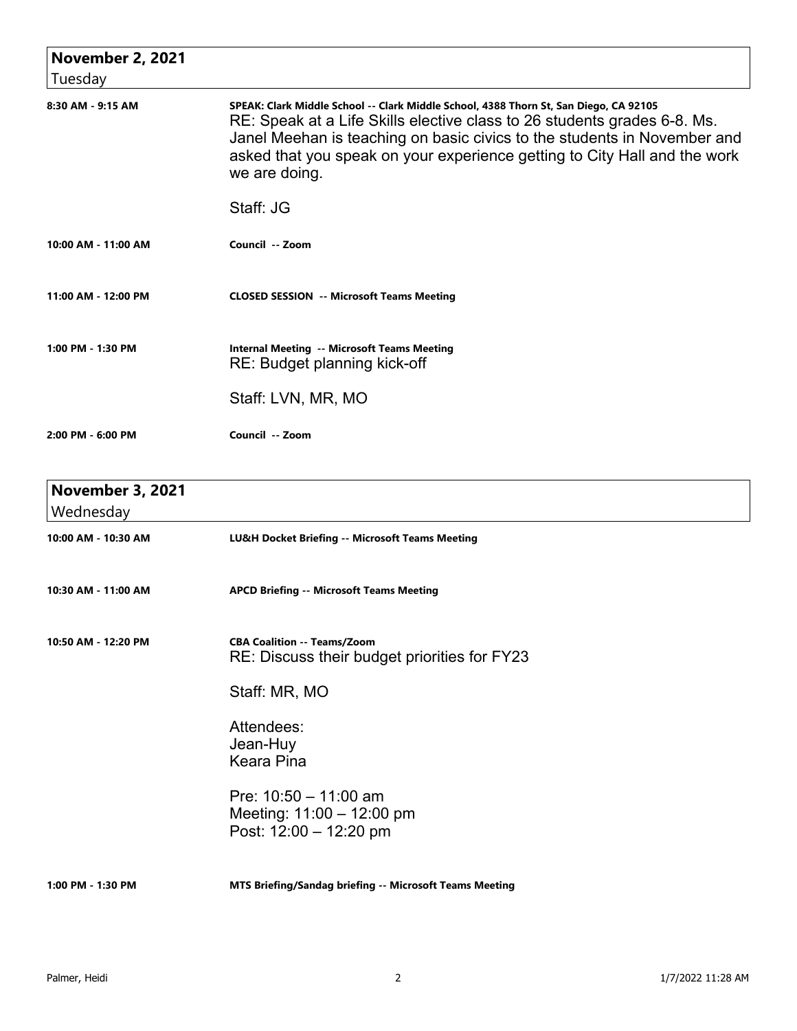## November 2, 2021

Tuesday

**8:30 AM - 9:15 AM**

**SPEAK: Clark Middle School -- Clark Middle School, 4388 Thorn St, San Diego, CA 92105**

RE: Speak at a Life Skills elective class to 26 students grades 6-8. Ms. Janel Meehan is teaching on basic civics to the students in November and asked that you speak on your experience getting to City Hall and the work we are doing.

Staff: JG

**10:00 AM - 11:00 AM**

**Council -- Zoom**

**11:00 AM - 12:00 PM**

**CLOSED SESSION -- Microsoft Teams Meeting**

**1:00 PM - 1:30 PM**

**Internal Meeting -- Microsoft Teams Meeting**

RE: Budget planning kick-off

Staff: LVN, MR, MO

**2:00 PM - 6:00 PM**

**Council -- Zoom**

## November 3, 2021

Wednesday

**10:00 AM - 10:30 AM**

**LU&H Docket Briefing -- Microsoft Teams Meeting**

**10:30 AM - 11:00 AM**

**APCD Briefing -- Microsoft Teams Meeting**

**10:50 AM - 12:20 PM**

**CBA Coalition -- Teams/Zoom**

RE: Discuss their budget priorities for FY23

Staff: MR, MO

Attendees:
Jean-Huy
Keara Pina

Pre: 10:50 – 11:00 am
Meeting: 11:00 – 12:00 pm
Post: 12:00 – 12:20 pm

**1:00 PM - 1:30 PM**

**MTS Briefing/Sandag briefing -- Microsoft Teams Meeting**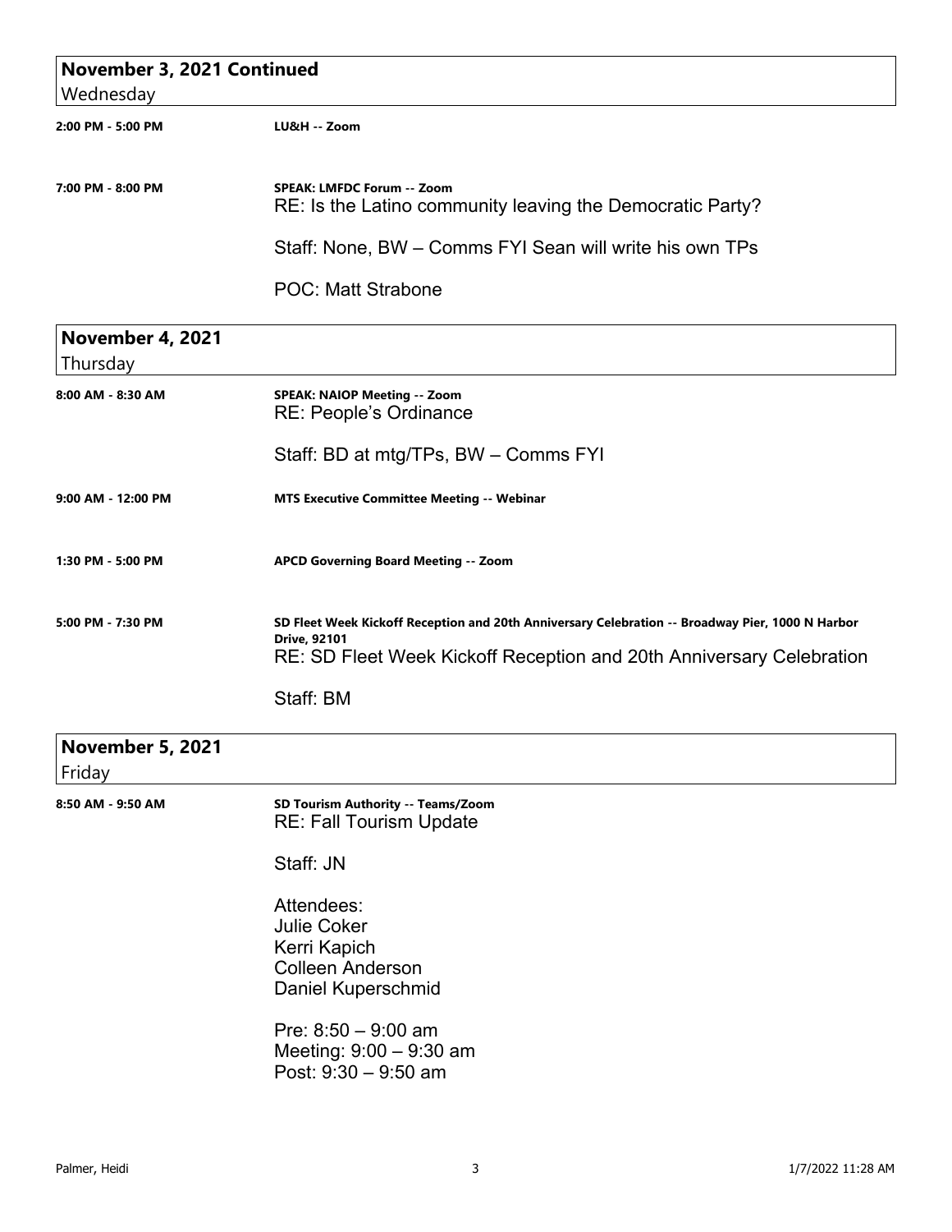## November 3, 2021 Continued
Wednesday

**2:00 PM - 5:00 PM** — **LU&H -- Zoom**

**7:00 PM - 8:00 PM** — **SPEAK: LMFDC Forum -- Zoom**

RE: Is the Latino community leaving the Democratic Party?

Staff: None, BW – Comms FYI Sean will write his own TPs

POC: Matt Strabone

## November 4, 2021
Thursday

**8:00 AM - 8:30 AM** — **SPEAK: NAIOP Meeting -- Zoom**

RE: People's Ordinance

Staff: BD at mtg/TPs, BW – Comms FYI

**9:00 AM - 12:00 PM** — **MTS Executive Committee Meeting -- Webinar**

**1:30 PM - 5:00 PM** — **APCD Governing Board Meeting -- Zoom**

**5:00 PM - 7:30 PM** — **SD Fleet Week Kickoff Reception and 20th Anniversary Celebration -- Broadway Pier, 1000 N Harbor Drive, 92101**

RE: SD Fleet Week Kickoff Reception and 20th Anniversary Celebration

Staff: BM

## November 5, 2021
Friday

**8:50 AM - 9:50 AM** — **SD Tourism Authority -- Teams/Zoom**

RE: Fall Tourism Update

Staff: JN

Attendees:
Julie Coker
Kerri Kapich
Colleen Anderson
Daniel Kuperschmid

Pre: 8:50 – 9:00 am
Meeting: 9:00 – 9:30 am
Post: 9:30 – 9:50 am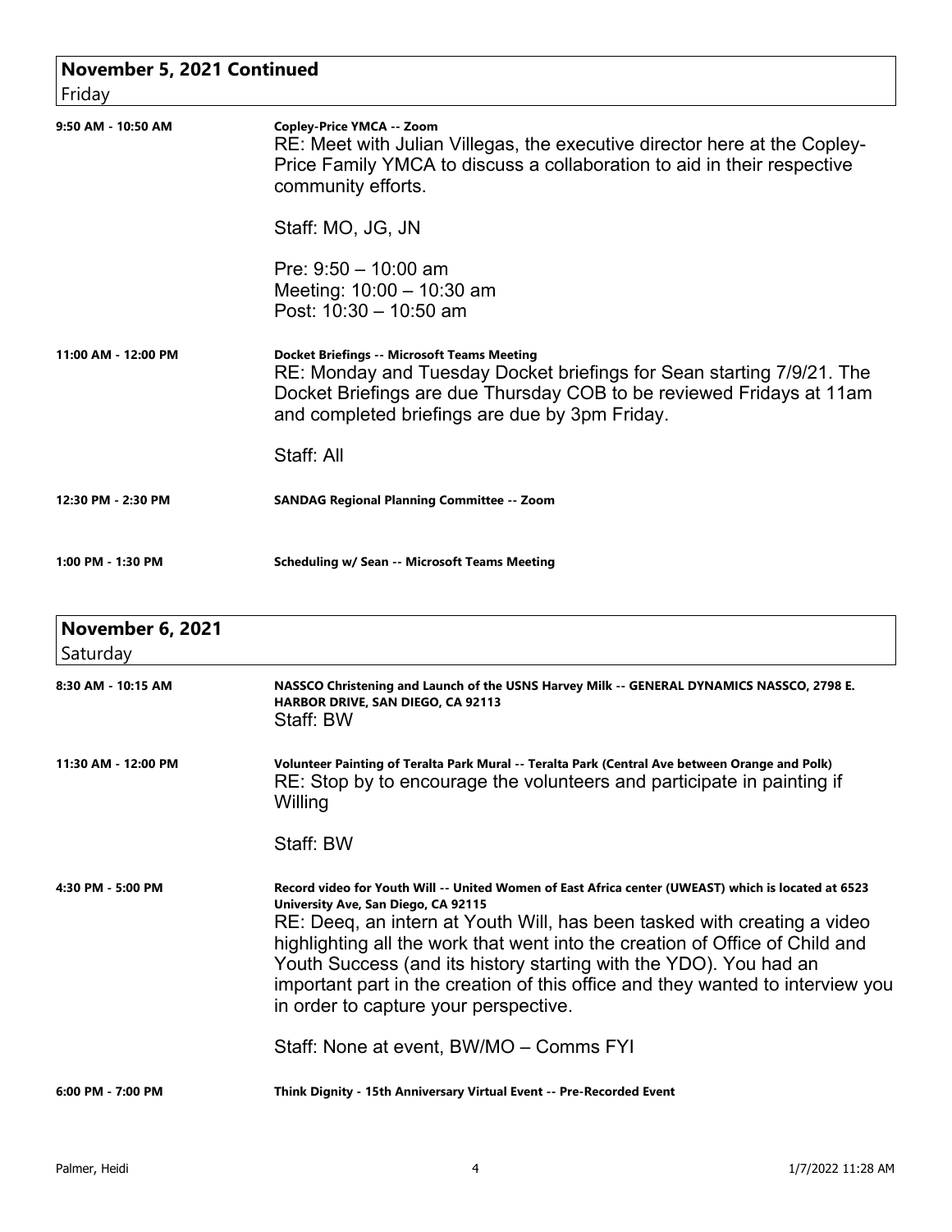## November 5, 2021 Continued

Friday

**9:50 AM - 10:50 AM** — **Copley-Price YMCA -- Zoom**

RE: Meet with Julian Villegas, the executive director here at the Copley-Price Family YMCA to discuss a collaboration to aid in their respective community efforts.

Staff: MO, JG, JN

Pre: 9:50 – 10:00 am
Meeting: 10:00 – 10:30 am
Post: 10:30 – 10:50 am

**11:00 AM - 12:00 PM** — **Docket Briefings -- Microsoft Teams Meeting**

RE: Monday and Tuesday Docket briefings for Sean starting 7/9/21. The Docket Briefings are due Thursday COB to be reviewed Fridays at 11am and completed briefings are due by 3pm Friday.

Staff: All

**12:30 PM - 2:30 PM** — **SANDAG Regional Planning Committee -- Zoom**

**1:00 PM - 1:30 PM** — **Scheduling w/ Sean -- Microsoft Teams Meeting**

## November 6, 2021

Saturday

**8:30 AM - 10:15 AM** — **NASSCO Christening and Launch of the USNS Harvey Milk -- GENERAL DYNAMICS NASSCO, 2798 E. HARBOR DRIVE, SAN DIEGO, CA 92113**

Staff: BW

**11:30 AM - 12:00 PM** — **Volunteer Painting of Teralta Park Mural -- Teralta Park (Central Ave between Orange and Polk)**

RE: Stop by to encourage the volunteers and participate in painting if Willing

Staff: BW

**4:30 PM - 5:00 PM** — **Record video for Youth Will -- United Women of East Africa center (UWEAST) which is located at 6523 University Ave, San Diego, CA 92115**

RE: Deeq, an intern at Youth Will, has been tasked with creating a video highlighting all the work that went into the creation of Office of Child and Youth Success (and its history starting with the YDO). You had an important part in the creation of this office and they wanted to interview you in order to capture your perspective.

Staff: None at event, BW/MO – Comms FYI

**6:00 PM - 7:00 PM** — **Think Dignity - 15th Anniversary Virtual Event -- Pre-Recorded Event**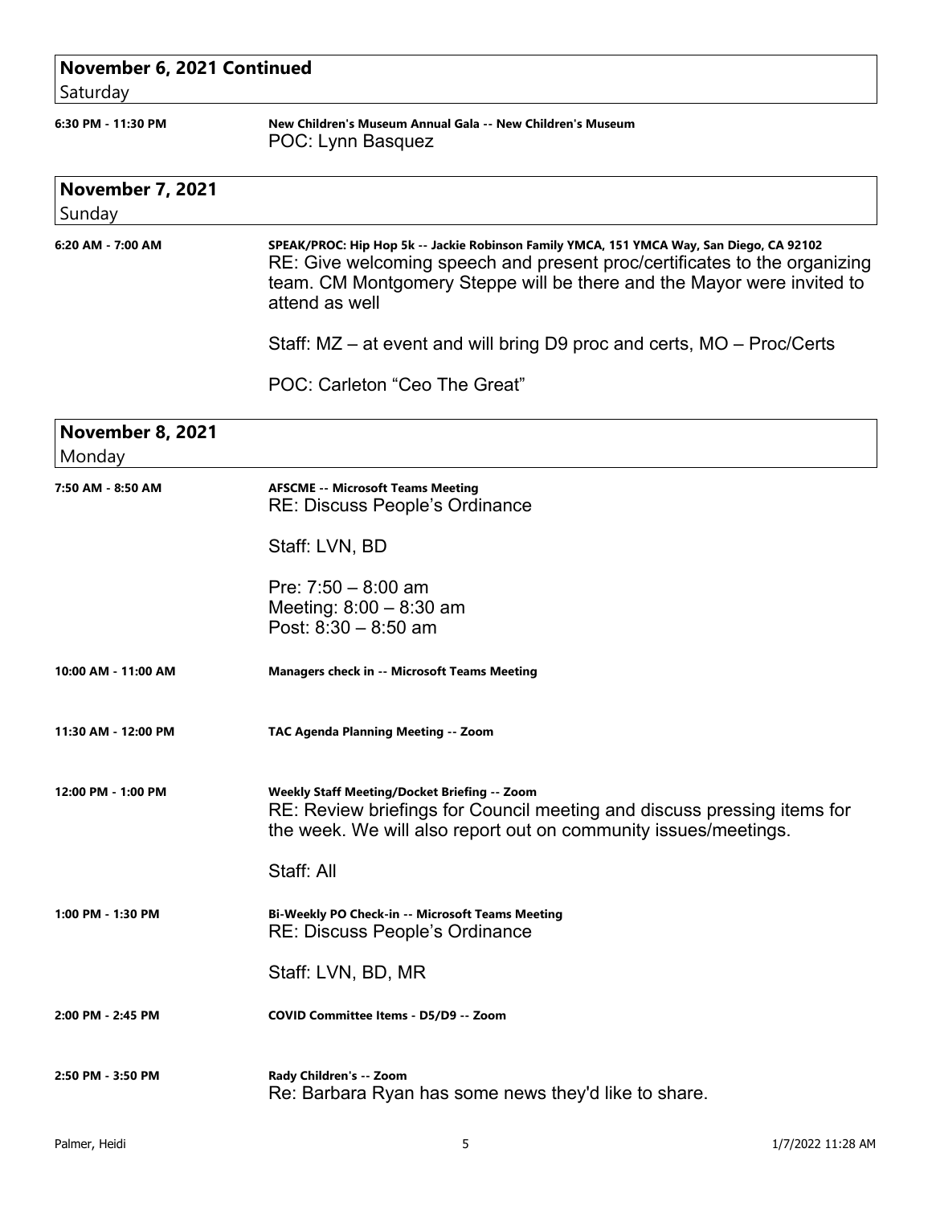## November 6, 2021 Continued
Saturday

**6:30 PM - 11:30 PM** — **New Children's Museum Annual Gala -- New Children's Museum**
POC: Lynn Basquez

## November 7, 2021
Sunday

**6:20 AM - 7:00 AM** — **SPEAK/PROC: Hip Hop 5k -- Jackie Robinson Family YMCA, 151 YMCA Way, San Diego, CA 92102**
RE: Give welcoming speech and present proc/certificates to the organizing team. CM Montgomery Steppe will be there and the Mayor were invited to attend as well

Staff: MZ – at event and will bring D9 proc and certs, MO – Proc/Certs

POC: Carleton "Ceo The Great"

## November 8, 2021
Monday

**7:50 AM - 8:50 AM** — **AFSCME -- Microsoft Teams Meeting**
RE: Discuss People's Ordinance

Staff: LVN, BD

Pre: 7:50 – 8:00 am
Meeting: 8:00 – 8:30 am
Post: 8:30 – 8:50 am

**10:00 AM - 11:00 AM** — **Managers check in -- Microsoft Teams Meeting**

**11:30 AM - 12:00 PM** — **TAC Agenda Planning Meeting -- Zoom**

**12:00 PM - 1:00 PM** — **Weekly Staff Meeting/Docket Briefing -- Zoom**
RE: Review briefings for Council meeting and discuss pressing items for the week. We will also report out on community issues/meetings.

Staff: All

**1:00 PM - 1:30 PM** — **Bi-Weekly PO Check-in -- Microsoft Teams Meeting**
RE: Discuss People's Ordinance

Staff: LVN, BD, MR

**2:00 PM - 2:45 PM** — **COVID Committee Items - D5/D9 -- Zoom**

**2:50 PM - 3:50 PM** — **Rady Children's -- Zoom**
Re: Barbara Ryan has some news they'd like to share.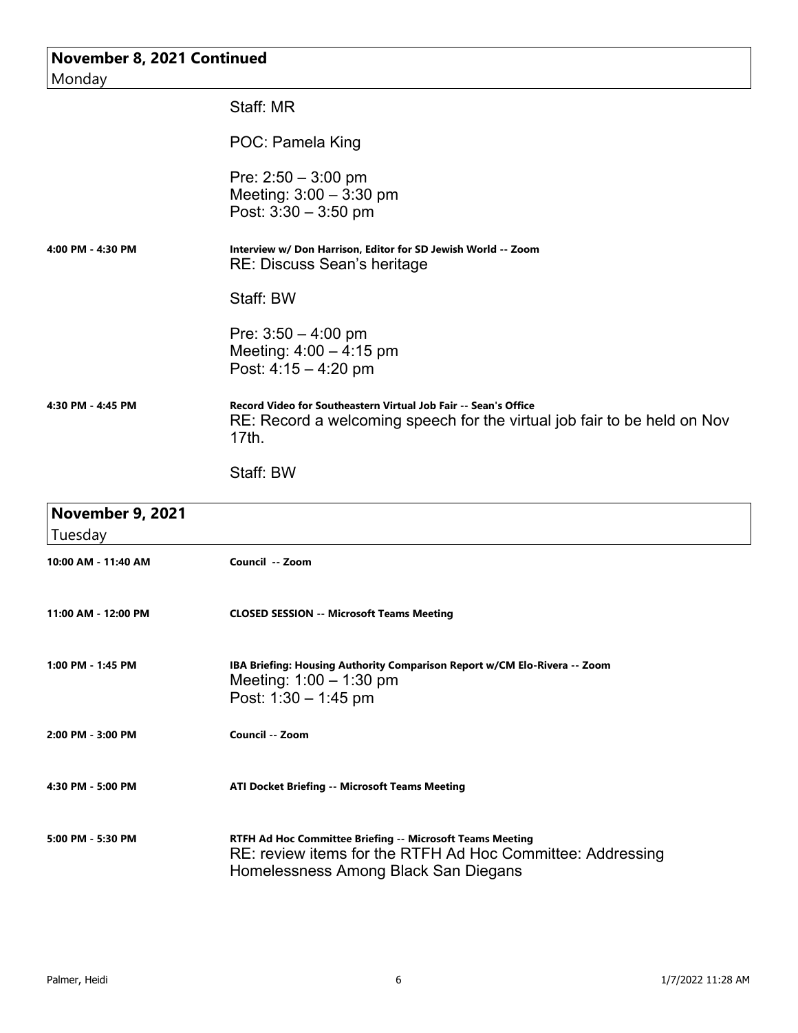## November 8, 2021 Continued
Monday

Staff: MR

POC: Pamela King

Pre: 2:50 – 3:00 pm
Meeting: 3:00 – 3:30 pm
Post: 3:30 – 3:50 pm

**4:00 PM - 4:30 PM** — **Interview w/ Don Harrison, Editor for SD Jewish World -- Zoom**
RE: Discuss Sean's heritage

Staff: BW

Pre: 3:50 – 4:00 pm
Meeting: 4:00 – 4:15 pm
Post: 4:15 – 4:20 pm

**4:30 PM - 4:45 PM** — **Record Video for Southeastern Virtual Job Fair -- Sean's Office**
RE: Record a welcoming speech for the virtual job fair to be held on Nov 17th.

Staff: BW

## November 9, 2021
Tuesday

**10:00 AM - 11:40 AM** — **Council -- Zoom**

**11:00 AM - 12:00 PM** — **CLOSED SESSION -- Microsoft Teams Meeting**

**1:00 PM - 1:45 PM** — **IBA Briefing: Housing Authority Comparison Report w/CM Elo-Rivera -- Zoom**
Meeting: 1:00 – 1:30 pm
Post: 1:30 – 1:45 pm

**2:00 PM - 3:00 PM** — **Council -- Zoom**

**4:30 PM - 5:00 PM** — **ATI Docket Briefing -- Microsoft Teams Meeting**

**5:00 PM - 5:30 PM** — **RTFH Ad Hoc Committee Briefing -- Microsoft Teams Meeting**
RE: review items for the RTFH Ad Hoc Committee: Addressing Homelessness Among Black San Diegans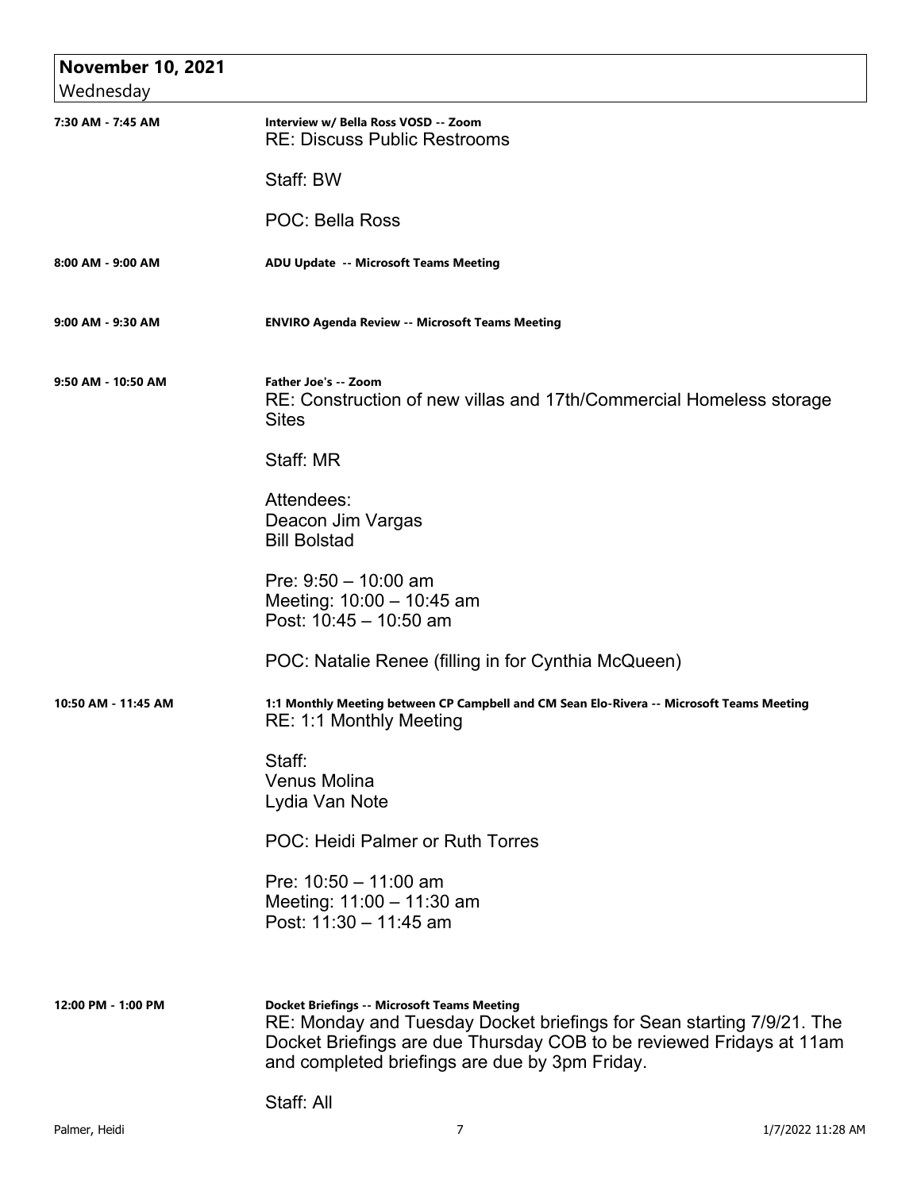## November 10, 2021

Wednesday

**7:30 AM - 7:45 AM**

**Interview w/ Bella Ross VOSD -- Zoom**

RE: Discuss Public Restrooms

Staff: BW

POC: Bella Ross

**8:00 AM - 9:00 AM**

**ADU Update -- Microsoft Teams Meeting**

**9:00 AM - 9:30 AM**

**ENVIRO Agenda Review -- Microsoft Teams Meeting**

**9:50 AM - 10:50 AM**

**Father Joe's -- Zoom**

RE: Construction of new villas and 17th/Commercial Homeless storage Sites

Staff: MR

Attendees:
Deacon Jim Vargas
Bill Bolstad

Pre: 9:50 – 10:00 am
Meeting: 10:00 – 10:45 am
Post: 10:45 – 10:50 am

POC: Natalie Renee (filling in for Cynthia McQueen)

**10:50 AM - 11:45 AM**

**1:1 Monthly Meeting between CP Campbell and CM Sean Elo-Rivera -- Microsoft Teams Meeting**

RE: 1:1 Monthly Meeting

Staff:
Venus Molina
Lydia Van Note

POC: Heidi Palmer or Ruth Torres

Pre: 10:50 – 11:00 am
Meeting: 11:00 – 11:30 am
Post: 11:30 – 11:45 am

**12:00 PM - 1:00 PM**

**Docket Briefings -- Microsoft Teams Meeting**

RE: Monday and Tuesday Docket briefings for Sean starting 7/9/21. The Docket Briefings are due Thursday COB to be reviewed Fridays at 11am and completed briefings are due by 3pm Friday.

Staff: All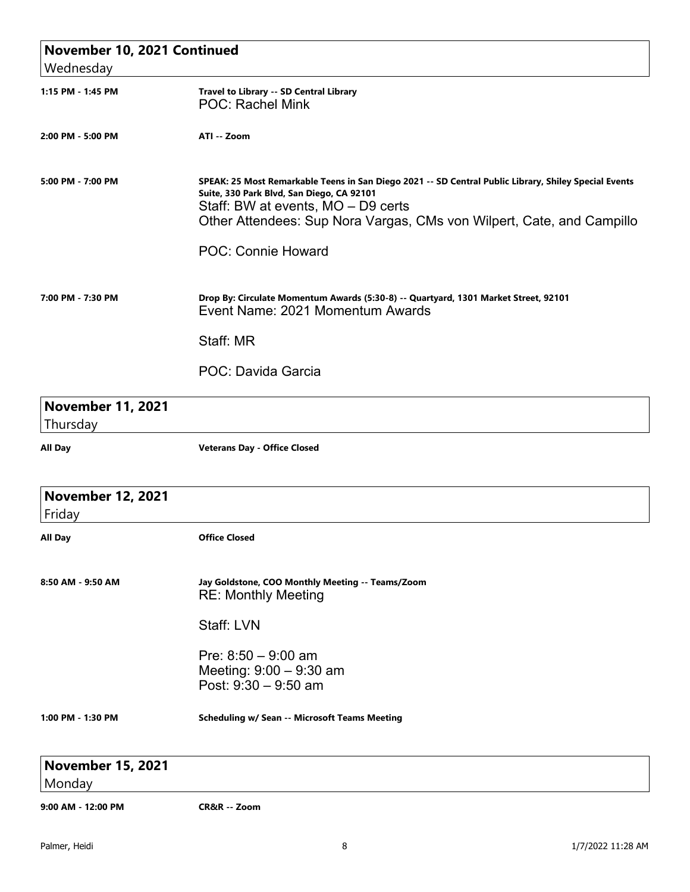## November 10, 2021 Continued
Wednesday

**1:15 PM - 1:45 PM** — **Travel to Library -- SD Central Library**
POC: Rachel Mink

**2:00 PM - 5:00 PM** — **ATI -- Zoom**

**5:00 PM - 7:00 PM** — **SPEAK: 25 Most Remarkable Teens in San Diego 2021 -- SD Central Public Library, Shiley Special Events Suite, 330 Park Blvd, San Diego, CA 92101**
Staff: BW at events, MO – D9 certs
Other Attendees: Sup Nora Vargas, CMs von Wilpert, Cate, and Campillo

POC: Connie Howard

**7:00 PM - 7:30 PM** — **Drop By: Circulate Momentum Awards (5:30-8) -- Quartyard, 1301 Market Street, 92101**
Event Name: 2021 Momentum Awards

Staff: MR

POC: Davida Garcia

## November 11, 2021
Thursday

**All Day** — **Veterans Day - Office Closed**

## November 12, 2021
Friday

**All Day** — **Office Closed**

**8:50 AM - 9:50 AM** — **Jay Goldstone, COO Monthly Meeting -- Teams/Zoom**
RE: Monthly Meeting

Staff: LVN

Pre: 8:50 – 9:00 am
Meeting: 9:00 – 9:30 am
Post: 9:30 – 9:50 am

**1:00 PM - 1:30 PM** — **Scheduling w/ Sean -- Microsoft Teams Meeting**

## November 15, 2021
Monday

**9:00 AM - 12:00 PM** — **CR&R -- Zoom**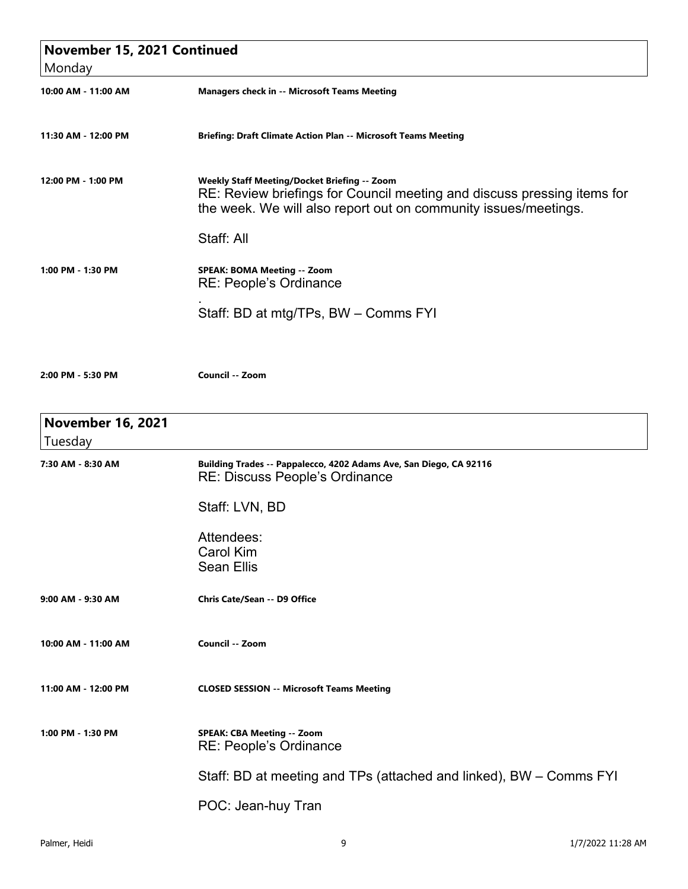## November 15, 2021 Continued

Monday

| | |
|---|---|
| **10:00 AM - 11:00 AM** | **Managers check in -- Microsoft Teams Meeting** |
| **11:30 AM - 12:00 PM** | **Briefing: Draft Climate Action Plan -- Microsoft Teams Meeting** |
| **12:00 PM - 1:00 PM** | **Weekly Staff Meeting/Docket Briefing -- Zoom**<br>RE: Review briefings for Council meeting and discuss pressing items for the week. We will also report out on community issues/meetings.<br><br>Staff: All |
| **1:00 PM - 1:30 PM** | **SPEAK: BOMA Meeting -- Zoom**<br>RE: People's Ordinance<br>.<br>Staff: BD at mtg/TPs, BW – Comms FYI |
| **2:00 PM - 5:30 PM** | **Council -- Zoom** |

## November 16, 2021

Tuesday

| | |
|---|---|
| **7:30 AM - 8:30 AM** | **Building Trades -- Pappalecco, 4202 Adams Ave, San Diego, CA 92116**<br>RE: Discuss People's Ordinance<br><br>Staff: LVN, BD<br><br>Attendees:<br>Carol Kim<br>Sean Ellis |
| **9:00 AM - 9:30 AM** | **Chris Cate/Sean -- D9 Office** |
| **10:00 AM - 11:00 AM** | **Council -- Zoom** |
| **11:00 AM - 12:00 PM** | **CLOSED SESSION -- Microsoft Teams Meeting** |
| **1:00 PM - 1:30 PM** | **SPEAK: CBA Meeting -- Zoom**<br>RE: People's Ordinance<br><br>Staff: BD at meeting and TPs (attached and linked), BW – Comms FYI<br><br>POC: Jean-huy Tran |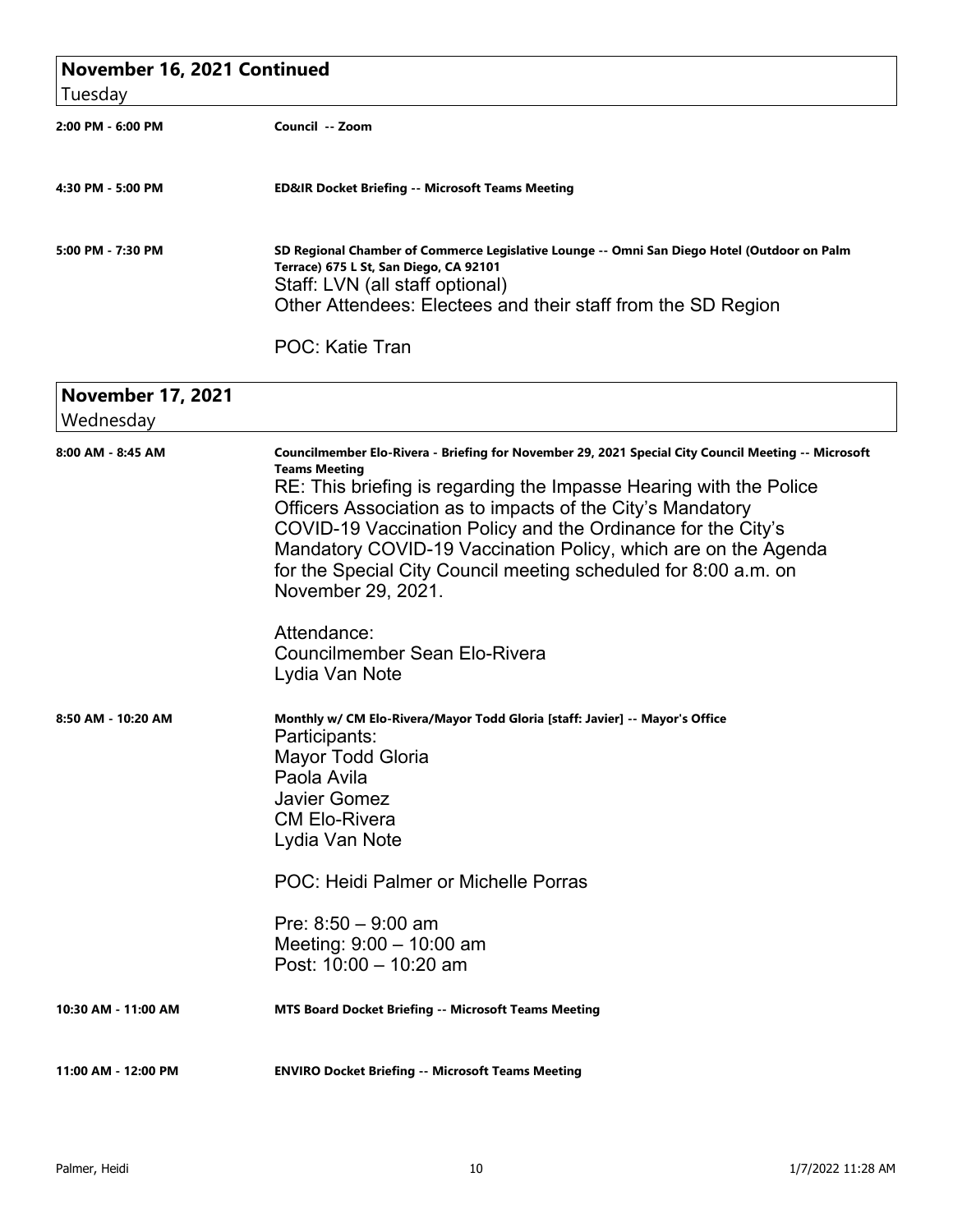## November 16, 2021 Continued

Tuesday

**2:00 PM - 6:00 PM** — **Council -- Zoom**

**4:30 PM - 5:00 PM** — **ED&IR Docket Briefing -- Microsoft Teams Meeting**

**5:00 PM - 7:30 PM** — **SD Regional Chamber of Commerce Legislative Lounge -- Omni San Diego Hotel (Outdoor on Palm Terrace) 675 L St, San Diego, CA 92101**

Staff: LVN (all staff optional)
Other Attendees: Electees and their staff from the SD Region

POC: Katie Tran

## November 17, 2021

Wednesday

**8:00 AM - 8:45 AM** — **Councilmember Elo-Rivera - Briefing for November 29, 2021 Special City Council Meeting -- Microsoft Teams Meeting**

RE: This briefing is regarding the Impasse Hearing with the Police Officers Association as to impacts of the City's Mandatory COVID-19 Vaccination Policy and the Ordinance for the City's Mandatory COVID-19 Vaccination Policy, which are on the Agenda for the Special City Council meeting scheduled for 8:00 a.m. on November 29, 2021.

Attendance:
Councilmember Sean Elo-Rivera
Lydia Van Note

**8:50 AM - 10:20 AM** — **Monthly w/ CM Elo-Rivera/Mayor Todd Gloria [staff: Javier] -- Mayor's Office**

Participants:
Mayor Todd Gloria
Paola Avila
Javier Gomez
CM Elo-Rivera
Lydia Van Note

POC: Heidi Palmer or Michelle Porras

Pre: 8:50 – 9:00 am
Meeting: 9:00 – 10:00 am
Post: 10:00 – 10:20 am

**10:30 AM - 11:00 AM** — **MTS Board Docket Briefing -- Microsoft Teams Meeting**

**11:00 AM - 12:00 PM** — **ENVIRO Docket Briefing -- Microsoft Teams Meeting**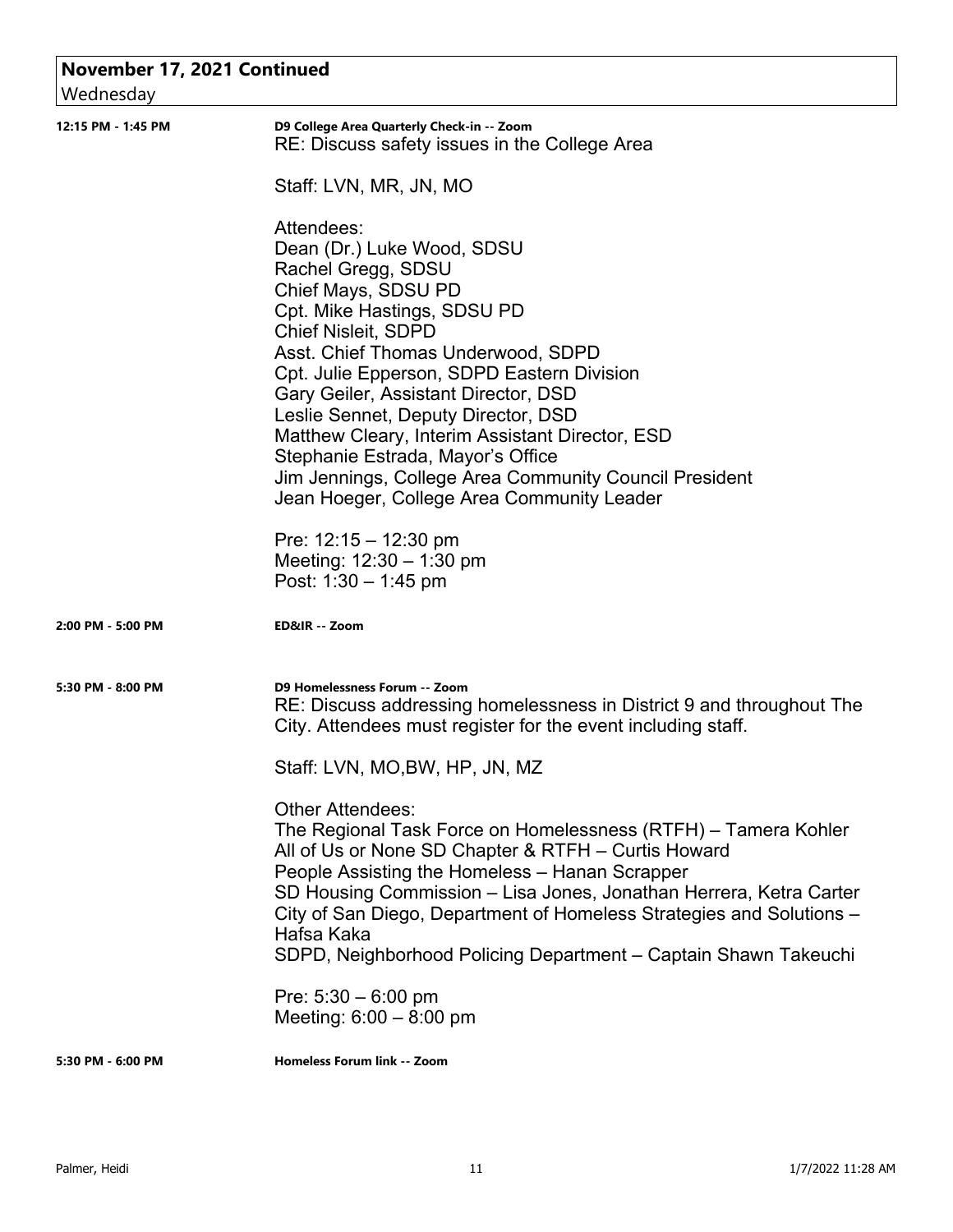## November 17, 2021 Continued

Wednesday

**12:15 PM - 1:45 PM**

**D9 College Area Quarterly Check-in -- Zoom**

RE: Discuss safety issues in the College Area

Staff: LVN, MR, JN, MO

Attendees:
Dean (Dr.) Luke Wood, SDSU
Rachel Gregg, SDSU
Chief Mays, SDSU PD
Cpt. Mike Hastings, SDSU PD
Chief Nisleit, SDPD
Asst. Chief Thomas Underwood, SDPD
Cpt. Julie Epperson, SDPD Eastern Division
Gary Geiler, Assistant Director, DSD
Leslie Sennet, Deputy Director, DSD
Matthew Cleary, Interim Assistant Director, ESD
Stephanie Estrada, Mayor's Office
Jim Jennings, College Area Community Council President
Jean Hoeger, College Area Community Leader

Pre: 12:15 – 12:30 pm
Meeting: 12:30 – 1:30 pm
Post: 1:30 – 1:45 pm

**2:00 PM - 5:00 PM**

**ED&IR -- Zoom**

**5:30 PM - 8:00 PM**

**D9 Homelessness Forum -- Zoom**

RE: Discuss addressing homelessness in District 9 and throughout The City. Attendees must register for the event including staff.

Staff: LVN, MO,BW, HP, JN, MZ

Other Attendees:
The Regional Task Force on Homelessness (RTFH) – Tamera Kohler
All of Us or None SD Chapter & RTFH – Curtis Howard
People Assisting the Homeless – Hanan Scrapper
SD Housing Commission – Lisa Jones, Jonathan Herrera, Ketra Carter
City of San Diego, Department of Homeless Strategies and Solutions – Hafsa Kaka
SDPD, Neighborhood Policing Department – Captain Shawn Takeuchi

Pre: 5:30 – 6:00 pm
Meeting: 6:00 – 8:00 pm

**5:30 PM - 6:00 PM**

**Homeless Forum link -- Zoom**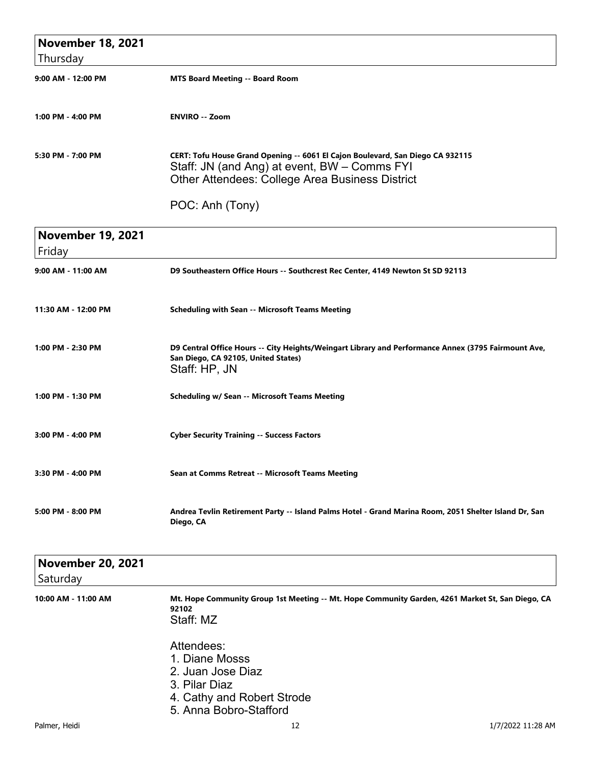## November 18, 2021
Thursday

**9:00 AM - 12:00 PM** — **MTS Board Meeting -- Board Room**

**1:00 PM - 4:00 PM** — **ENVIRO -- Zoom**

**5:30 PM - 7:00 PM** — **CERT: Tofu House Grand Opening -- 6061 El Cajon Boulevard, San Diego CA 932115**
Staff: JN (and Ang) at event, BW – Comms FYI
Other Attendees: College Area Business District

POC: Anh (Tony)

## November 19, 2021
Friday

**9:00 AM - 11:00 AM** — **D9 Southeastern Office Hours -- Southcrest Rec Center, 4149 Newton St SD 92113**

**11:30 AM - 12:00 PM** — **Scheduling with Sean -- Microsoft Teams Meeting**

**1:00 PM - 2:30 PM** — **D9 Central Office Hours -- City Heights/Weingart Library and Performance Annex (3795 Fairmount Ave, San Diego, CA 92105, United States)**
Staff: HP, JN

**1:00 PM - 1:30 PM** — **Scheduling w/ Sean -- Microsoft Teams Meeting**

**3:00 PM - 4:00 PM** — **Cyber Security Training -- Success Factors**

**3:30 PM - 4:00 PM** — **Sean at Comms Retreat -- Microsoft Teams Meeting**

**5:00 PM - 8:00 PM** — **Andrea Tevlin Retirement Party -- Island Palms Hotel - Grand Marina Room, 2051 Shelter Island Dr, San Diego, CA**

## November 20, 2021
Saturday

**10:00 AM - 11:00 AM** — **Mt. Hope Community Group 1st Meeting -- Mt. Hope Community Garden, 4261 Market St, San Diego, CA 92102**
Staff: MZ

Attendees:
1. Diane Mosss
2. Juan Jose Diaz
3. Pilar Diaz
4. Cathy and Robert Strode
5. Anna Bobro-Stafford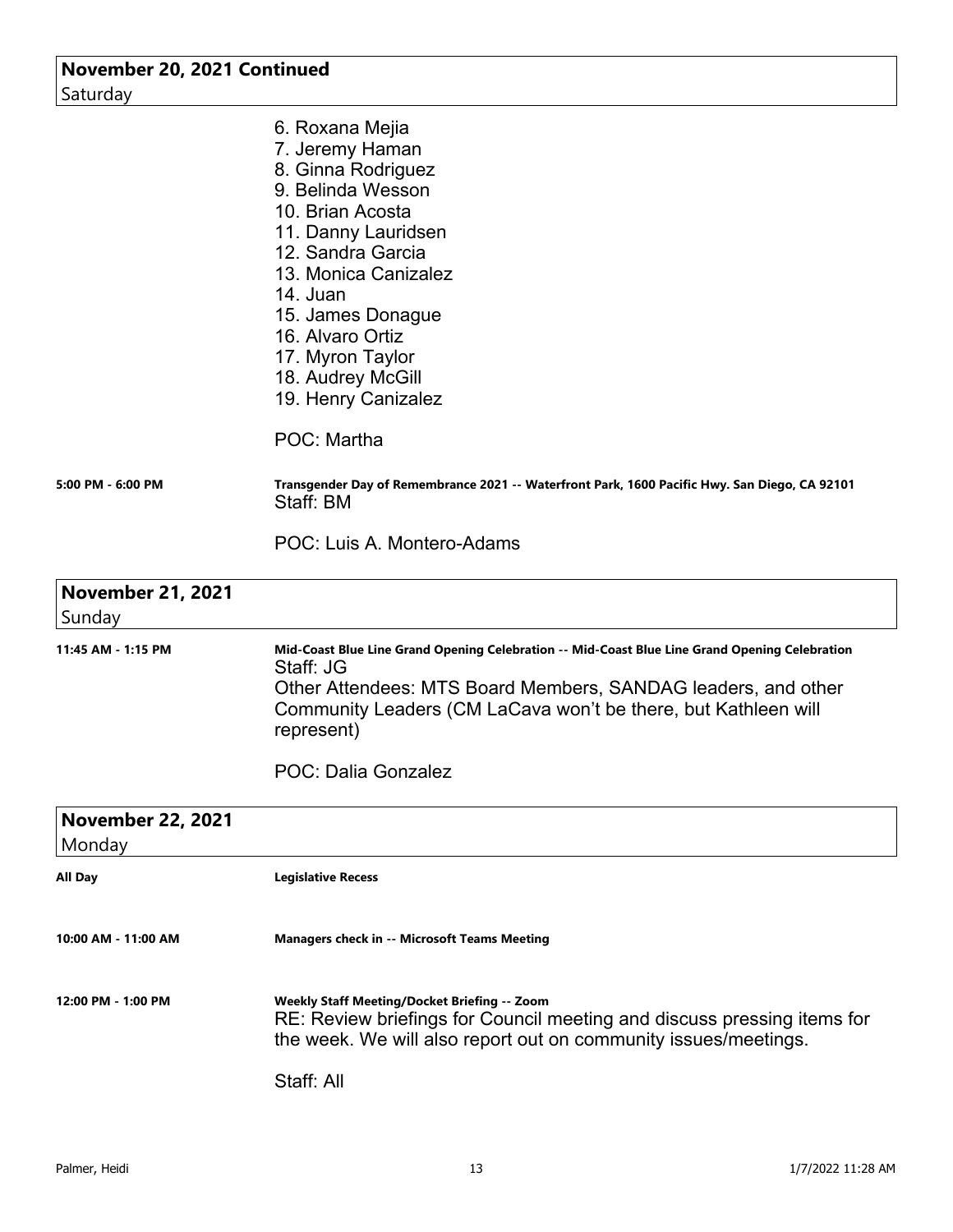## November 20, 2021 Continued
Saturday

6. Roxana Mejia
7. Jeremy Haman
8. Ginna Rodriguez
9. Belinda Wesson
10. Brian Acosta
11. Danny Lauridsen
12. Sandra Garcia
13. Monica Canizalez
14. Juan
15. James Donague
16. Alvaro Ortiz
17. Myron Taylor
18. Audrey McGill
19. Henry Canizalez

POC: Martha

**5:00 PM - 6:00 PM** — **Transgender Day of Remembrance 2021 -- Waterfront Park, 1600 Pacific Hwy. San Diego, CA 92101**

Staff: BM

POC: Luis A. Montero-Adams

## November 21, 2021
Sunday

**11:45 AM - 1:15 PM** — **Mid-Coast Blue Line Grand Opening Celebration -- Mid-Coast Blue Line Grand Opening Celebration**

Staff: JG

Other Attendees: MTS Board Members, SANDAG leaders, and other Community Leaders (CM LaCava won't be there, but Kathleen will represent)

POC: Dalia Gonzalez

## November 22, 2021
Monday

**All Day** — **Legislative Recess**

**10:00 AM - 11:00 AM** — **Managers check in -- Microsoft Teams Meeting**

**12:00 PM - 1:00 PM** — **Weekly Staff Meeting/Docket Briefing -- Zoom**

RE: Review briefings for Council meeting and discuss pressing items for the week. We will also report out on community issues/meetings.

Staff: All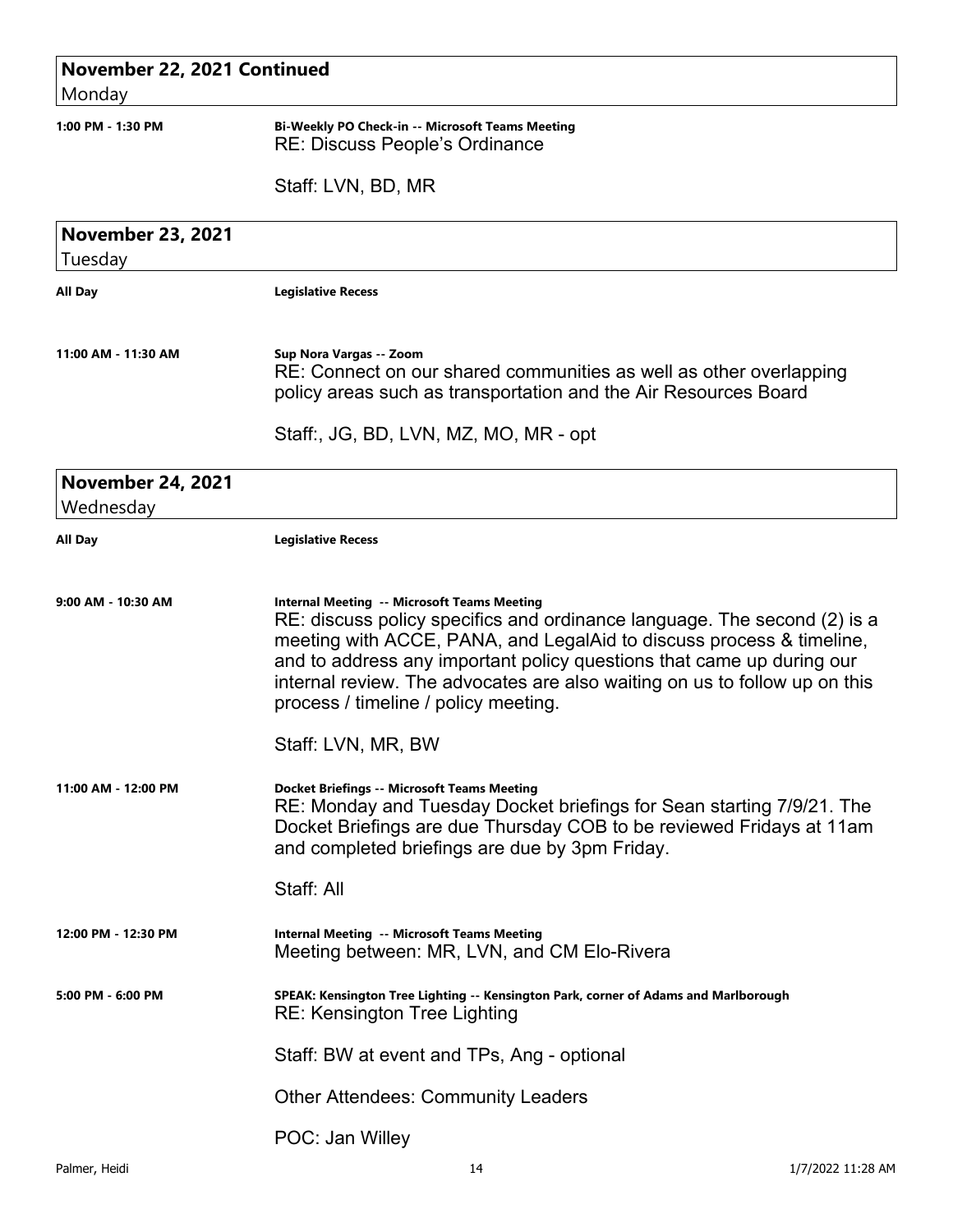## November 22, 2021 Continued
Monday

**1:00 PM - 1:30 PM**

**Bi-Weekly PO Check-in -- Microsoft Teams Meeting**
RE: Discuss People's Ordinance

Staff: LVN, BD, MR

## November 23, 2021
Tuesday

**All Day**

**Legislative Recess**

**11:00 AM - 11:30 AM**

**Sup Nora Vargas -- Zoom**
RE: Connect on our shared communities as well as other overlapping policy areas such as transportation and the Air Resources Board

Staff:, JG, BD, LVN, MZ, MO, MR - opt

## November 24, 2021
Wednesday

**All Day**

**Legislative Recess**

**9:00 AM - 10:30 AM**

**Internal Meeting -- Microsoft Teams Meeting**
RE: discuss policy specifics and ordinance language. The second (2) is a meeting with ACCE, PANA, and LegalAid to discuss process & timeline, and to address any important policy questions that came up during our internal review. The advocates are also waiting on us to follow up on this process / timeline / policy meeting.

Staff: LVN, MR, BW

**11:00 AM - 12:00 PM**

**Docket Briefings -- Microsoft Teams Meeting**
RE: Monday and Tuesday Docket briefings for Sean starting 7/9/21. The Docket Briefings are due Thursday COB to be reviewed Fridays at 11am and completed briefings are due by 3pm Friday.

Staff: All

**12:00 PM - 12:30 PM**

**Internal Meeting -- Microsoft Teams Meeting**
Meeting between: MR, LVN, and CM Elo-Rivera

**5:00 PM - 6:00 PM**

**SPEAK: Kensington Tree Lighting -- Kensington Park, corner of Adams and Marlborough**
RE: Kensington Tree Lighting

Staff: BW at event and TPs, Ang - optional

Other Attendees: Community Leaders

POC: Jan Willey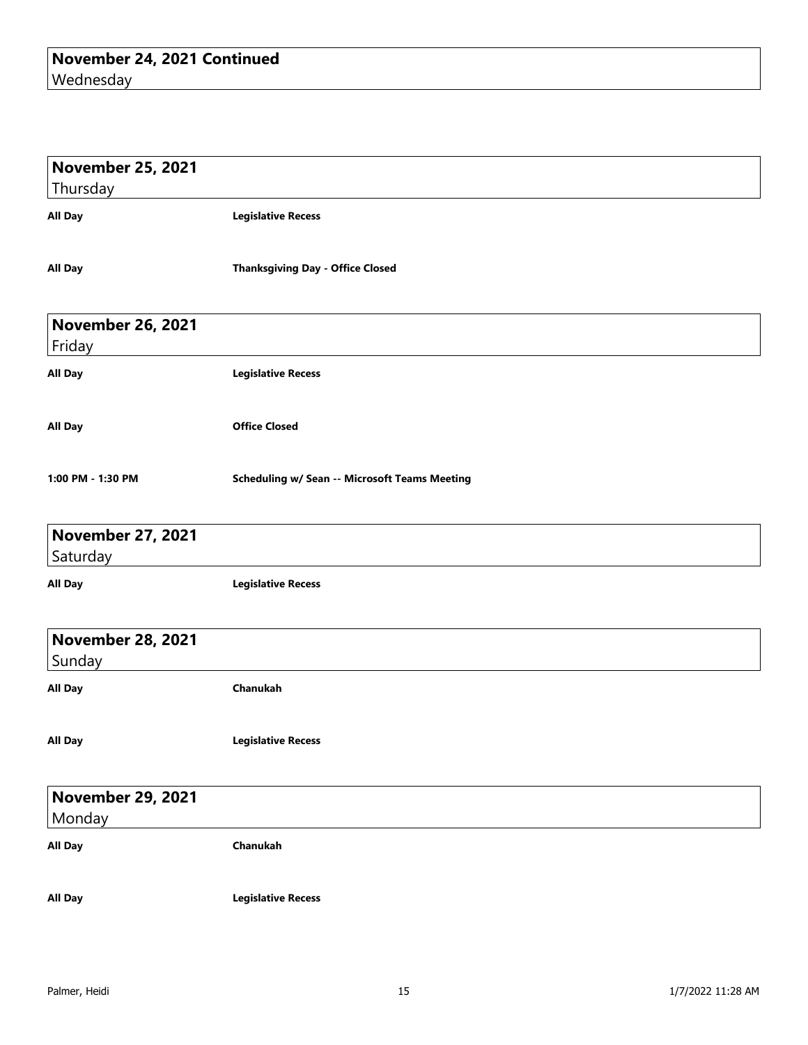## November 24, 2021 Continued
Wednesday

## November 25, 2021
Thursday

**All Day** — **Legislative Recess**

**All Day** — **Thanksgiving Day - Office Closed**

## November 26, 2021
Friday

**All Day** — **Legislative Recess**

**All Day** — **Office Closed**

**1:00 PM - 1:30 PM** — **Scheduling w/ Sean -- Microsoft Teams Meeting**

## November 27, 2021
Saturday

**All Day** — **Legislative Recess**

## November 28, 2021
Sunday

**All Day** — **Chanukah**

**All Day** — **Legislative Recess**

## November 29, 2021
Monday

**All Day** — **Chanukah**

**All Day** — **Legislative Recess**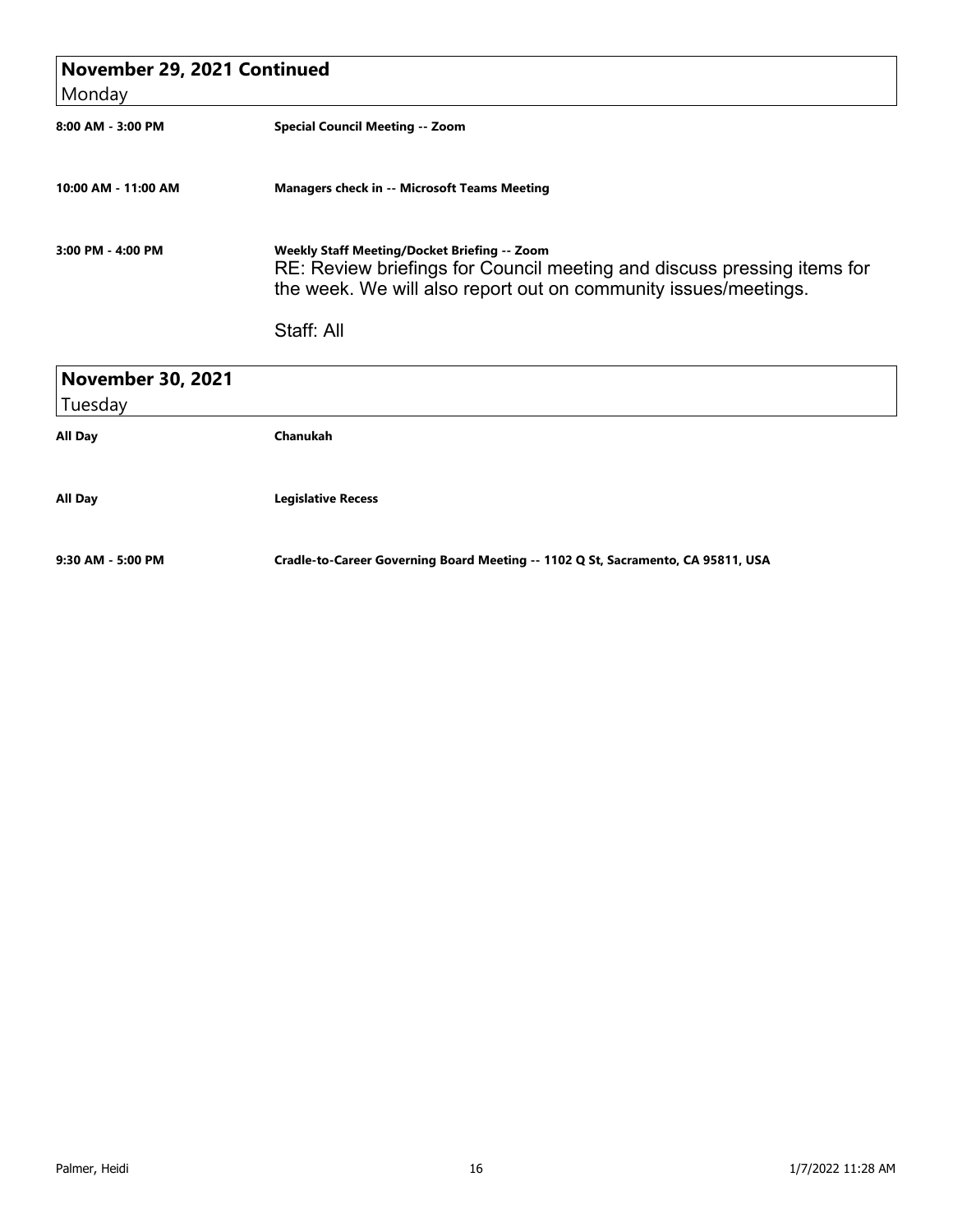## November 29, 2021 Continued
Monday

**8:00 AM - 3:00 PM** **Special Council Meeting -- Zoom**

**10:00 AM - 11:00 AM** **Managers check in -- Microsoft Teams Meeting**

**3:00 PM - 4:00 PM** **Weekly Staff Meeting/Docket Briefing -- Zoom**

RE: Review briefings for Council meeting and discuss pressing items for the week. We will also report out on community issues/meetings.

Staff: All

## November 30, 2021
Tuesday

**All Day** **Chanukah**

**All Day** **Legislative Recess**

**9:30 AM - 5:00 PM** **Cradle-to-Career Governing Board Meeting -- 1102 Q St, Sacramento, CA 95811, USA**